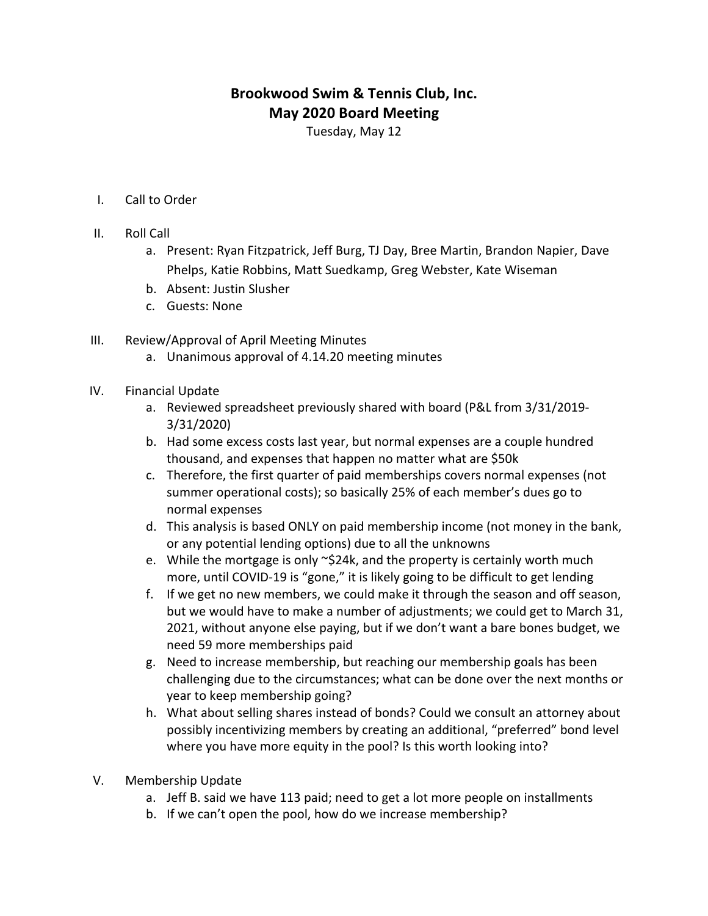# Brookwood Swim & Tennis Club, Inc.
## May 2020 Board Meeting

Tuesday, May 12

I. Call to Order

II. Roll Call
   a. Present: Ryan Fitzpatrick, Jeff Burg, TJ Day, Bree Martin, Brandon Napier, Dave Phelps, Katie Robbins, Matt Suedkamp, Greg Webster, Kate Wiseman
   b. Absent: Justin Slusher
   c. Guests: None

III. Review/Approval of April Meeting Minutes
   a. Unanimous approval of 4.14.20 meeting minutes

IV. Financial Update
   a. Reviewed spreadsheet previously shared with board (P&L from 3/31/2019-3/31/2020)
   b. Had some excess costs last year, but normal expenses are a couple hundred thousand, and expenses that happen no matter what are $50k
   c. Therefore, the first quarter of paid memberships covers normal expenses (not summer operational costs); so basically 25% of each member's dues go to normal expenses
   d. This analysis is based ONLY on paid membership income (not money in the bank, or any potential lending options) due to all the unknowns
   e. While the mortgage is only ~$24k, and the property is certainly worth much more, until COVID-19 is "gone," it is likely going to be difficult to get lending
   f. If we get no new members, we could make it through the season and off season, but we would have to make a number of adjustments; we could get to March 31, 2021, without anyone else paying, but if we don't want a bare bones budget, we need 59 more memberships paid
   g. Need to increase membership, but reaching our membership goals has been challenging due to the circumstances; what can be done over the next months or year to keep membership going?
   h. What about selling shares instead of bonds? Could we consult an attorney about possibly incentivizing members by creating an additional, "preferred" bond level where you have more equity in the pool? Is this worth looking into?

V. Membership Update
   a. Jeff B. said we have 113 paid; need to get a lot more people on installments
   b. If we can't open the pool, how do we increase membership?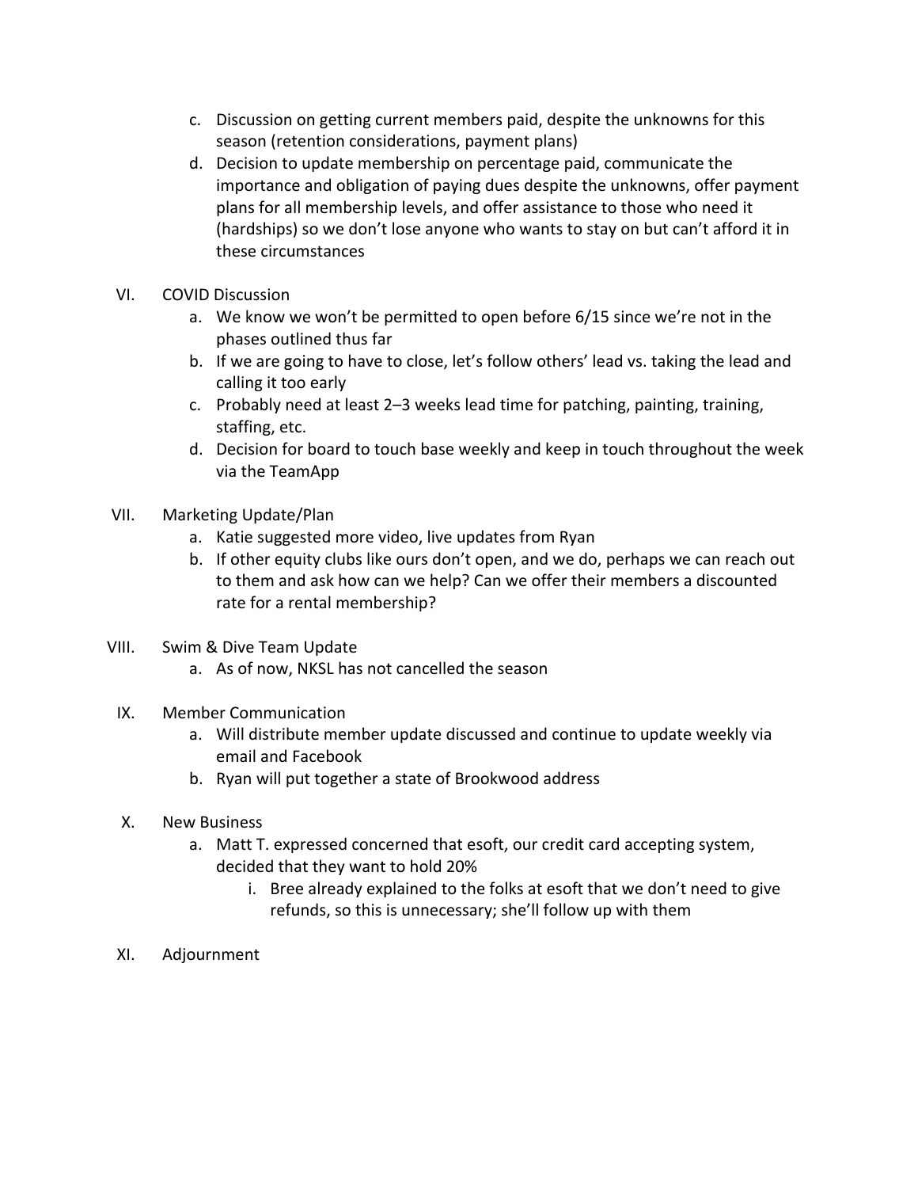c. Discussion on getting current members paid, despite the unknowns for this season (retention considerations, payment plans)
d. Decision to update membership on percentage paid, communicate the importance and obligation of paying dues despite the unknowns, offer payment plans for all membership levels, and offer assistance to those who need it (hardships) so we don't lose anyone who wants to stay on but can't afford it in these circumstances

VI. COVID Discussion
   a. We know we won't be permitted to open before 6/15 since we're not in the phases outlined thus far
   b. If we are going to have to close, let's follow others' lead vs. taking the lead and calling it too early
   c. Probably need at least 2–3 weeks lead time for patching, painting, training, staffing, etc.
   d. Decision for board to touch base weekly and keep in touch throughout the week via the TeamApp

VII. Marketing Update/Plan
   a. Katie suggested more video, live updates from Ryan
   b. If other equity clubs like ours don't open, and we do, perhaps we can reach out to them and ask how can we help? Can we offer their members a discounted rate for a rental membership?

VIII. Swim & Dive Team Update
   a. As of now, NKSL has not cancelled the season

IX. Member Communication
   a. Will distribute member update discussed and continue to update weekly via email and Facebook
   b. Ryan will put together a state of Brookwood address

X. New Business
   a. Matt T. expressed concerned that esoft, our credit card accepting system, decided that they want to hold 20%
      i. Bree already explained to the folks at esoft that we don't need to give refunds, so this is unnecessary; she'll follow up with them

XI. Adjournment